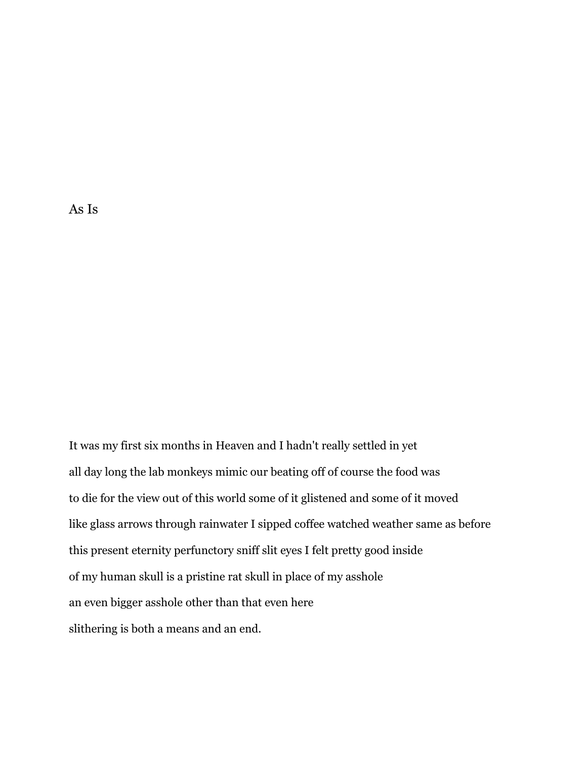# As Is

It was my first six months in Heaven and I hadn't really settled in yet

all day long the lab monkeys mimic our beating off of course the food was

to die for the view out of this world some of it glistened and some of it moved

like glass arrows through rainwater I sipped coffee watched weather same as before

this present eternity perfunctory sniff slit eyes I felt pretty good inside

of my human skull is a pristine rat skull in place of my asshole

an even bigger asshole other than that even here

slithering is both a means and an end.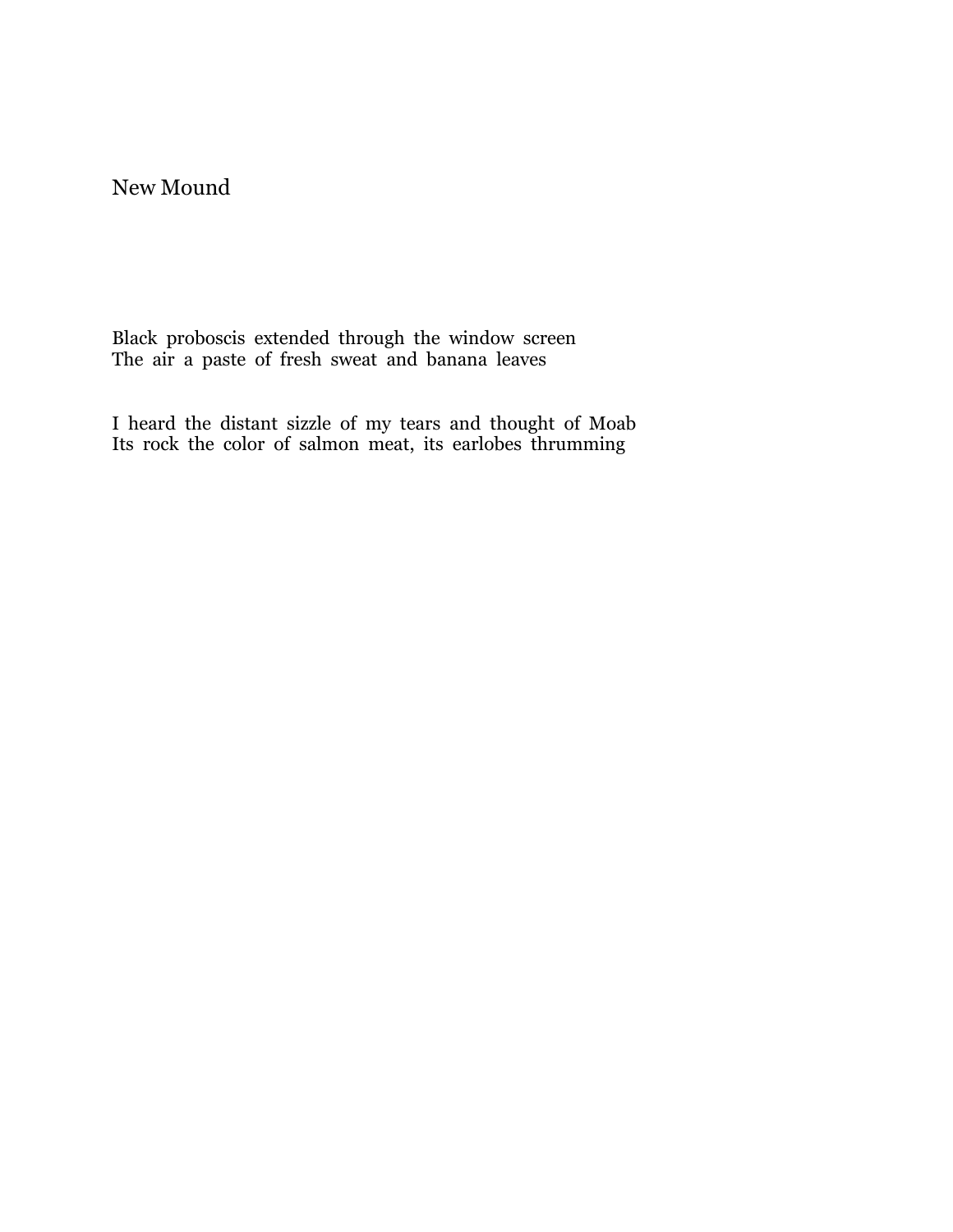## New Mound

Black proboscis extended through the window screen  
The air a paste of fresh sweat and banana leaves

I heard the distant sizzle of my tears and thought of Moab  
Its rock the color of salmon meat, its earlobes thrumming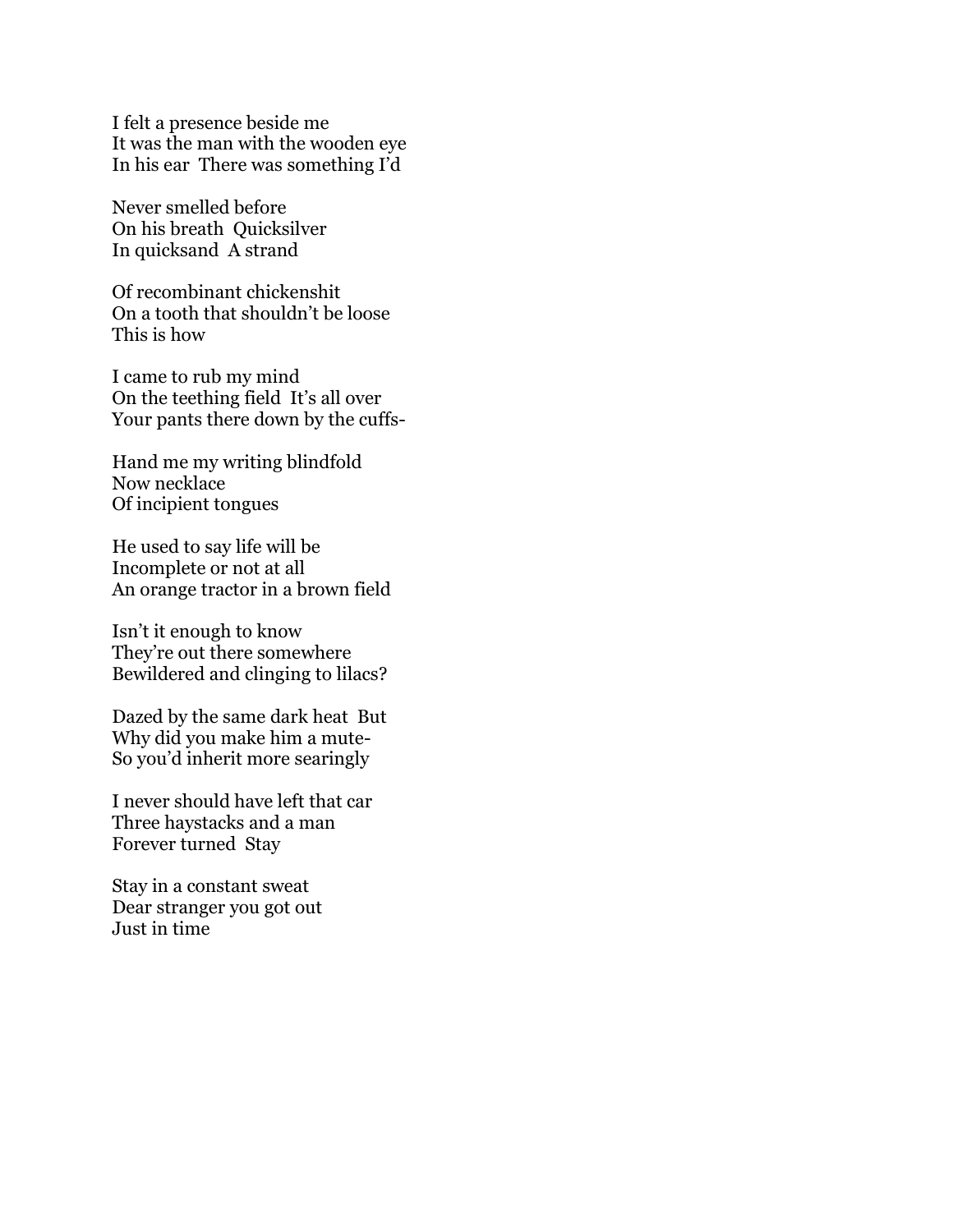I felt a presence beside me  
It was the man with the wooden eye  
In his ear  There was something I'd

Never smelled before  
On his breath  Quicksilver  
In quicksand  A strand

Of recombinant chickenshit  
On a tooth that shouldn't be loose  
This is how

I came to rub my mind  
On the teething field  It's all over  
Your pants there down by the cuffs-

Hand me my writing blindfold  
Now necklace  
Of incipient tongues

He used to say life will be  
Incomplete or not at all  
An orange tractor in a brown field

Isn't it enough to know  
They're out there somewhere  
Bewildered and clinging to lilacs?

Dazed by the same dark heat  But  
Why did you make him a mute-  
So you'd inherit more searingly

I never should have left that car  
Three haystacks and a man  
Forever turned  Stay

Stay in a constant sweat  
Dear stranger you got out  
Just in time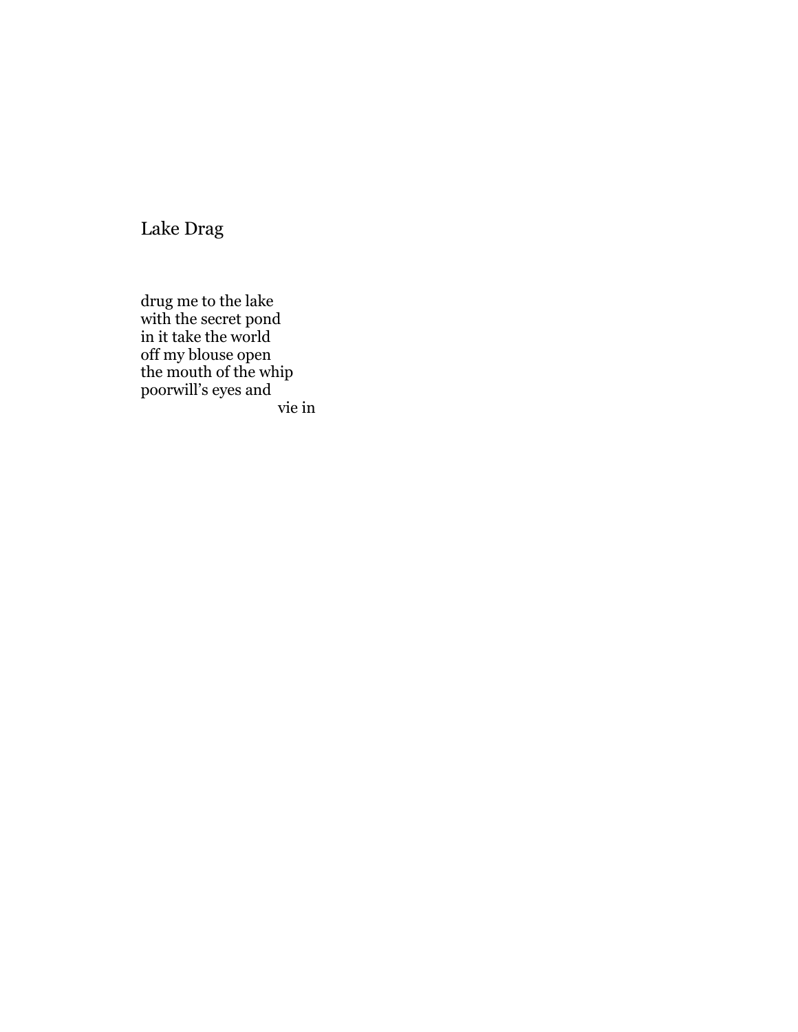## Lake Drag

drug me to the lake  
with the secret pond  
in it take the world  
off my blouse open  
the mouth of the whip  
poorwill's eyes and  
                                        vie in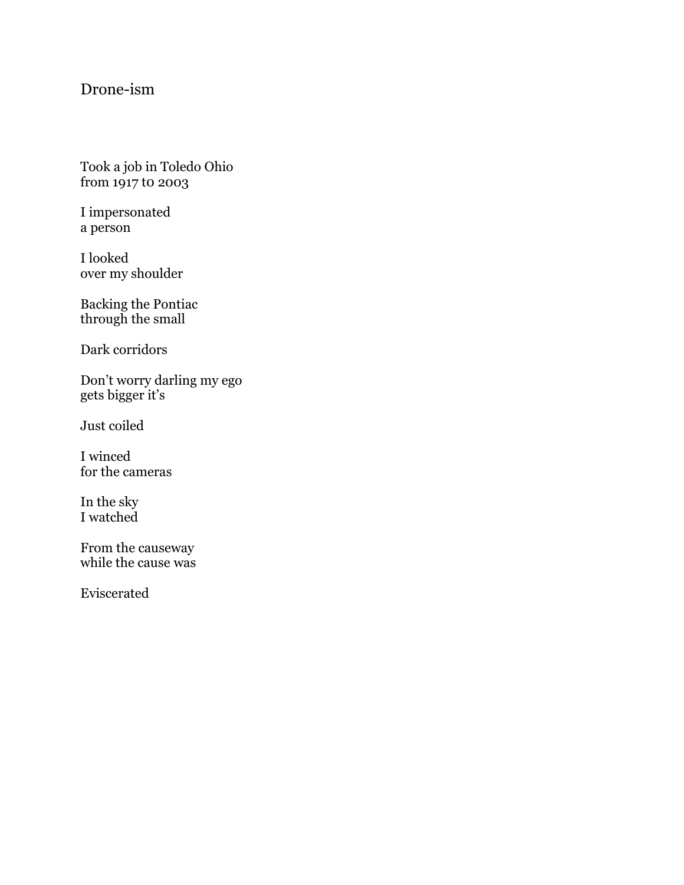## Drone-ism

Took a job in Toledo Ohio  
from 1917 t0 2003

I impersonated  
a person

I looked  
over my shoulder

Backing the Pontiac  
through the small

Dark corridors

Don't worry darling my ego  
gets bigger it's

Just coiled

I winced  
for the cameras

In the sky  
I watched

From the causeway  
while the cause was

Eviscerated